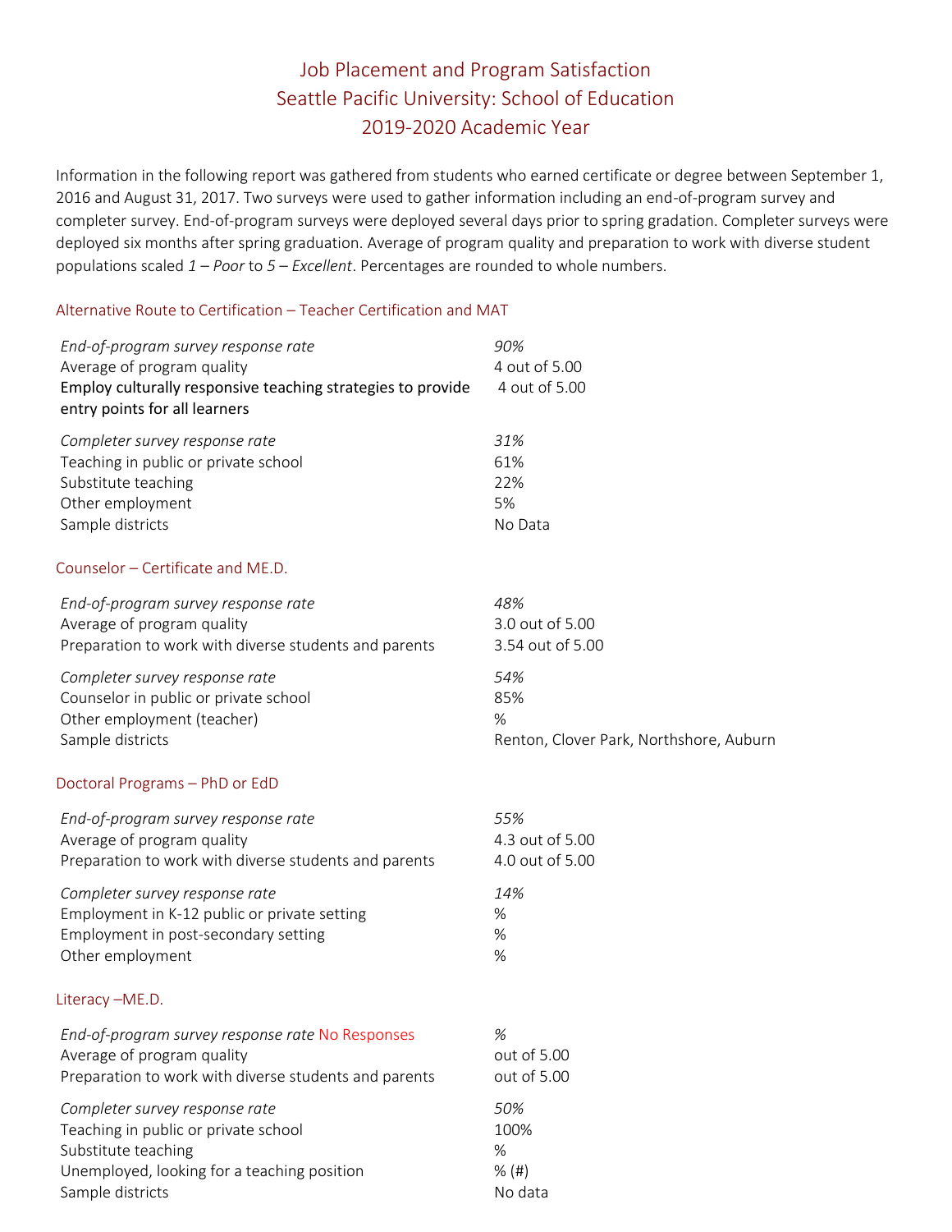# Job Placement and Program Satisfaction
# Seattle Pacific University: School of Education
# 2019-2020 Academic Year

Information in the following report was gathered from students who earned certificate or degree between September 1, 2016 and August 31, 2017. Two surveys were used to gather information including an end-of-program survey and completer survey. End-of-program surveys were deployed several days prior to spring gradation. Completer surveys were deployed six months after spring graduation. Average of program quality and preparation to work with diverse student populations scaled *1 – Poor* to *5 – Excellent*. Percentages are rounded to whole numbers.

## Alternative Route to Certification – Teacher Certification and MAT

| | |
|---|---|
| *End-of-program survey response rate* | *90%* |
| Average of program quality | 4 out of 5.00 |
| Employ culturally responsive teaching strategies to provide entry points for all learners | 4 out of 5.00 |
| *Completer survey response rate* | *31%* |
| Teaching in public or private school | 61% |
| Substitute teaching | 22% |
| Other employment | 5% |
| Sample districts | No Data |

## Counselor – Certificate and ME.D.

| | |
|---|---|
| *End-of-program survey response rate* | *48%* |
| Average of program quality | 3.0 out of 5.00 |
| Preparation to work with diverse students and parents | 3.54 out of 5.00 |
| *Completer survey response rate* | *54%* |
| Counselor in public or private school | 85% |
| Other employment (teacher) | % |
| Sample districts | Renton, Clover Park, Northshore, Auburn |

## Doctoral Programs – PhD or EdD

| | |
|---|---|
| *End-of-program survey response rate* | *55%* |
| Average of program quality | 4.3 out of 5.00 |
| Preparation to work with diverse students and parents | 4.0 out of 5.00 |
| *Completer survey response rate* | *14%* |
| Employment in K-12 public or private setting | % |
| Employment in post-secondary setting | % |
| Other employment | % |

## Literacy –ME.D.

| | |
|---|---|
| *End-of-program survey response rate* No Responses | *%* |
| Average of program quality | out of 5.00 |
| Preparation to work with diverse students and parents | out of 5.00 |
| *Completer survey response rate* | *50%* |
| Teaching in public or private school | 100% |
| Substitute teaching | % |
| Unemployed, looking for a teaching position | % (#) |
| Sample districts | No data |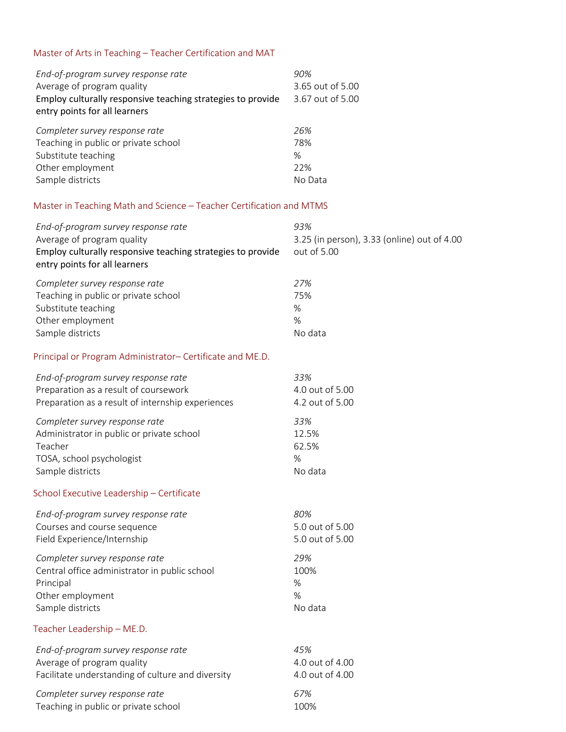## Master of Arts in Teaching – Teacher Certification and MAT

| | |
|---|---|
| *End-of-program survey response rate* | *90%* |
| Average of program quality | 3.65 out of 5.00 |
| Employ culturally responsive teaching strategies to provide entry points for all learners | 3.67 out of 5.00 |
| *Completer survey response rate* | *26%* |
| Teaching in public or private school | 78% |
| Substitute teaching | % |
| Other employment | 22% |
| Sample districts | No Data |

## Master in Teaching Math and Science – Teacher Certification and MTMS

| | |
|---|---|
| *End-of-program survey response rate* | *93%* |
| Average of program quality | 3.25 (in person), 3.33 (online) out of 4.00 |
| Employ culturally responsive teaching strategies to provide entry points for all learners | out of 5.00 |
| *Completer survey response rate* | *27%* |
| Teaching in public or private school | 75% |
| Substitute teaching | % |
| Other employment | % |
| Sample districts | No data |

## Principal or Program Administrator– Certificate and ME.D.

| | |
|---|---|
| *End-of-program survey response rate* | *33%* |
| Preparation as a result of coursework | 4.0 out of 5.00 |
| Preparation as a result of internship experiences | 4.2 out of 5.00 |
| *Completer survey response rate* | *33%* |
| Administrator in public or private school | 12.5% |
| Teacher | 62.5% |
| TOSA, school psychologist | % |
| Sample districts | No data |

## School Executive Leadership – Certificate

| | |
|---|---|
| *End-of-program survey response rate* | *80%* |
| Courses and course sequence | 5.0 out of 5.00 |
| Field Experience/Internship | 5.0 out of 5.00 |
| *Completer survey response rate* | *29%* |
| Central office administrator in public school | 100% |
| Principal | % |
| Other employment | % |
| Sample districts | No data |

## Teacher Leadership – ME.D.

| | |
|---|---|
| *End-of-program survey response rate* | *45%* |
| Average of program quality | 4.0 out of 4.00 |
| Facilitate understanding of culture and diversity | 4.0 out of 4.00 |
| *Completer survey response rate* | *67%* |
| Teaching in public or private school | 100% |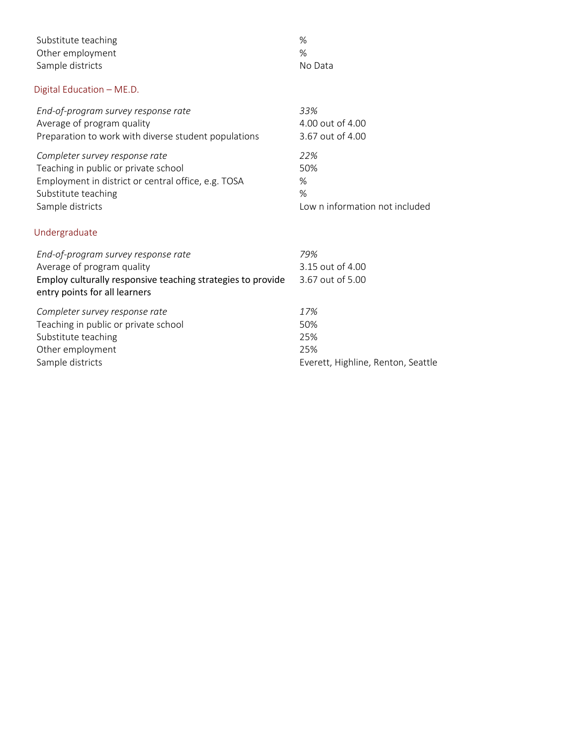| | |
|---|---|
| Substitute teaching | % |
| Other employment | % |
| Sample districts | No Data |

## Digital Education – ME.D.

| | |
|---|---|
| *End-of-program survey response rate* | *33%* |
| Average of program quality | 4.00 out of 4.00 |
| Preparation to work with diverse student populations | 3.67 out of 4.00 |
| *Completer survey response rate* | *22%* |
| Teaching in public or private school | 50% |
| Employment in district or central office, e.g. TOSA | % |
| Substitute teaching | % |
| Sample districts | Low n information not included |

## Undergraduate

| | |
|---|---|
| *End-of-program survey response rate* | *79%* |
| Average of program quality | 3.15 out of 4.00 |
| Employ culturally responsive teaching strategies to provide entry points for all learners | 3.67 out of 5.00 |
| *Completer survey response rate* | *17%* |
| Teaching in public or private school | 50% |
| Substitute teaching | 25% |
| Other employment | 25% |
| Sample districts | Everett, Highline, Renton, Seattle |